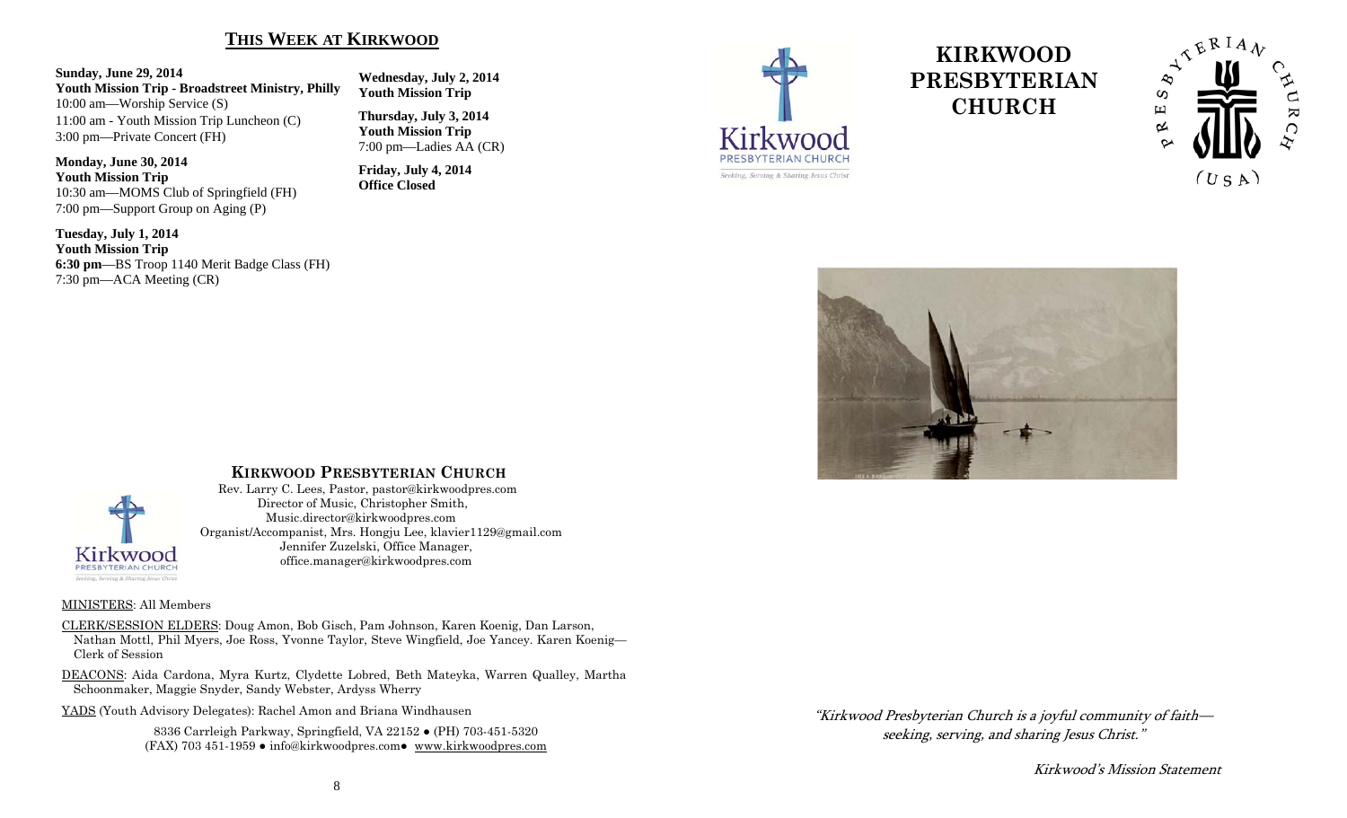## THIS WEEK AT KIRKWOOD

**Sunday, June 29, 2014**
**Youth Mission Trip - Broadstreet Ministry, Philly**
10:00 am—Worship Service (S)
11:00 am - Youth Mission Trip Luncheon (C)
3:00 pm—Private Concert (FH)

**Monday, June 30, 2014**
**Youth Mission Trip**
10:30 am—MOMS Club of Springfield (FH)
7:00 pm—Support Group on Aging (P)

**Tuesday, July 1, 2014**
**Youth Mission Trip**
**6:30 pm**—BS Troop 1140 Merit Badge Class (FH)
7:30 pm—ACA Meeting (CR)

**Wednesday, July 2, 2014**
**Youth Mission Trip**

**Thursday, July 3, 2014**
**Youth Mission Trip**
7:00 pm—Ladies AA (CR)

**Friday, July 4, 2014**
**Office Closed**

## KIRKWOOD PRESBYTERIAN CHURCH

Rev. Larry C. Lees, Pastor, pastor@kirkwoodpres.com
Director of Music, Christopher Smith,
Music.director@kirkwoodpres.com
Organist/Accompanist, Mrs. Hongju Lee, klavier1129@gmail.com
Jennifer Zuzelski, Office Manager,
office.manager@kirkwoodpres.com

MINISTERS: All Members

CLERK/SESSION ELDERS: Doug Amon, Bob Gisch, Pam Johnson, Karen Koenig, Dan Larson, Nathan Mottl, Phil Myers, Joe Ross, Yvonne Taylor, Steve Wingfield, Joe Yancey. Karen Koenig—Clerk of Session

DEACONS: Aida Cardona, Myra Kurtz, Clydette Lobred, Beth Mateyka, Warren Qualley, Martha Schoonmaker, Maggie Snyder, Sandy Webster, Ardyss Wherry

YADS (Youth Advisory Delegates): Rachel Amon and Briana Windhausen

8336 Carrleigh Parkway, Springfield, VA 22152 ● (PH) 703-451-5320
(FAX) 703 451-1959 ● info@kirkwoodpres.com● www.kirkwoodpres.com

# KIRKWOOD PRESBYTERIAN CHURCH

*"Kirkwood Presbyterian Church is a joyful community of faith—seeking, serving, and sharing Jesus Christ."*

*Kirkwood's Mission Statement*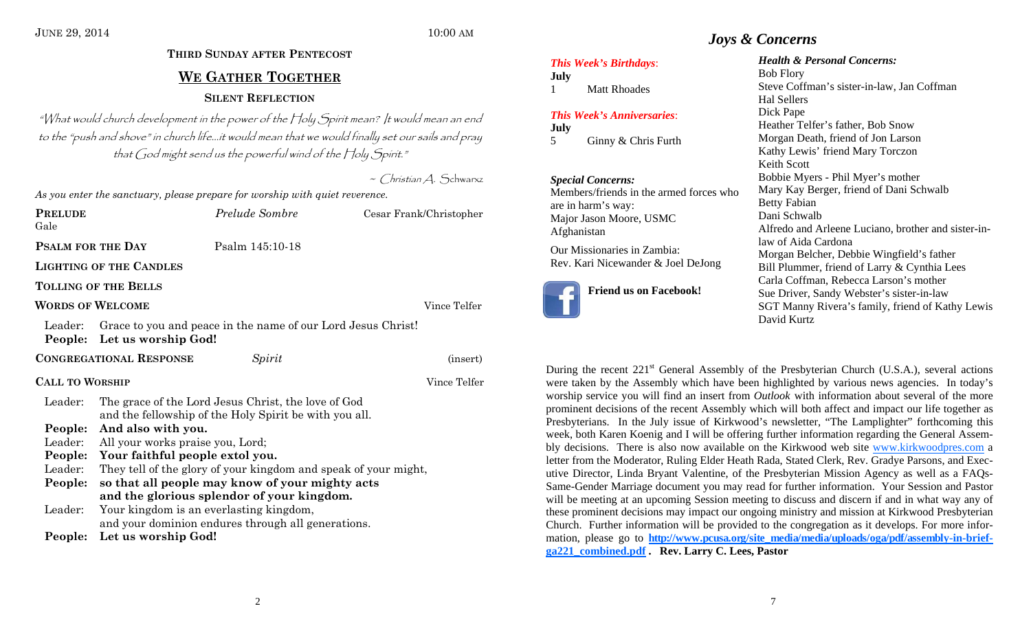JUNE 29, 2014 10:00 AM

### THIRD SUNDAY AFTER PENTECOST

## WE GATHER TOGETHER

### SILENT REFLECTION

*"What would church development in the power of the Holy Spirit mean? It would mean an end to the "push and shove" in church life…it would mean that we would finally set our sails and pray that God might send us the powerful wind of the Holy Spirit."*

~ Christian A. Schwarz

*As you enter the sanctuary, please prepare for worship with quiet reverence.*

**PRELUDE** *Prelude Sombre* Cesar Frank/Christopher Gale

**PSALM FOR THE DAY** Psalm 145:10-18

**LIGHTING OF THE CANDLES**

**TOLLING OF THE BELLS**

**WORDS OF WELCOME** Vince Telfer

Leader: Grace to you and peace in the name of our Lord Jesus Christ!
**People: Let us worship God!**

**CONGREGATIONAL RESPONSE** *Spirit* (insert)

**CALL TO WORSHIP** Vince Telfer

Leader: The grace of the Lord Jesus Christ, the love of God and the fellowship of the Holy Spirit be with you all.
**People: And also with you.**
Leader: All your works praise you, Lord;
**People: Your faithful people extol you.**
Leader: They tell of the glory of your kingdom and speak of your might,
**People: so that all people may know of your mighty acts and the glorious splendor of your kingdom.**
Leader: Your kingdom is an everlasting kingdom, and your dominion endures through all generations.
**People: Let us worship God!**

## *Joys & Concerns*

***This Week's Birthdays*:**
**July**
1 Matt Rhoades

***This Week's Anniversaries*:**
**July**
5 Ginny & Chris Furth

***Special Concerns:***
Members/friends in the armed forces who are in harm's way:
Major Jason Moore, USMC Afghanistan

Our Missionaries in Zambia:
Rev. Kari Nicewander & Joel DeJong

**Friend us on Facebook!**

***Health & Personal Concerns:***
Bob Flory
Steve Coffman's sister-in-law, Jan Coffman
Hal Sellers
Dick Pape
Heather Telfer's father, Bob Snow
Morgan Death, friend of Jon Larson
Kathy Lewis' friend Mary Torczon
Keith Scott
Bobbie Myers - Phil Myer's mother
Mary Kay Berger, friend of Dani Schwalb
Betty Fabian
Dani Schwalb
Alfredo and Arleene Luciano, brother and sister-in-law of Aida Cardona
Morgan Belcher, Debbie Wingfield's father
Bill Plummer, friend of Larry & Cynthia Lees
Carla Coffman, Rebecca Larson's mother
Sue Driver, Sandy Webster's sister-in-law
SGT Manny Rivera's family, friend of Kathy Lewis
David Kurtz

During the recent 221st General Assembly of the Presbyterian Church (U.S.A.), several actions were taken by the Assembly which have been highlighted by various news agencies. In today's worship service you will find an insert from *Outlook* with information about several of the more prominent decisions of the recent Assembly which will both affect and impact our life together as Presbyterians. In the July issue of Kirkwood's newsletter, "The Lamplighter" forthcoming this week, both Karen Koenig and I will be offering further information regarding the General Assembly decisions. There is also now available on the Kirkwood web site www.kirkwoodpres.com a letter from the Moderator, Ruling Elder Heath Rada, Stated Clerk, Rev. Gradye Parsons, and Executive Director, Linda Bryant Valentine, of the Presbyterian Mission Agency as well as a FAQs-Same-Gender Marriage document you may read for further information. Your Session and Pastor will be meeting at an upcoming Session meeting to discuss and discern if and in what way any of these prominent decisions may impact our ongoing ministry and mission at Kirkwood Presbyterian Church. Further information will be provided to the congregation as it develops. For more information, please go to **http://www.pcusa.org/site_media/media/uploads/oga/pdf/assembly-in-brief-ga221_combined.pdf**. **Rev. Larry C. Lees, Pastor**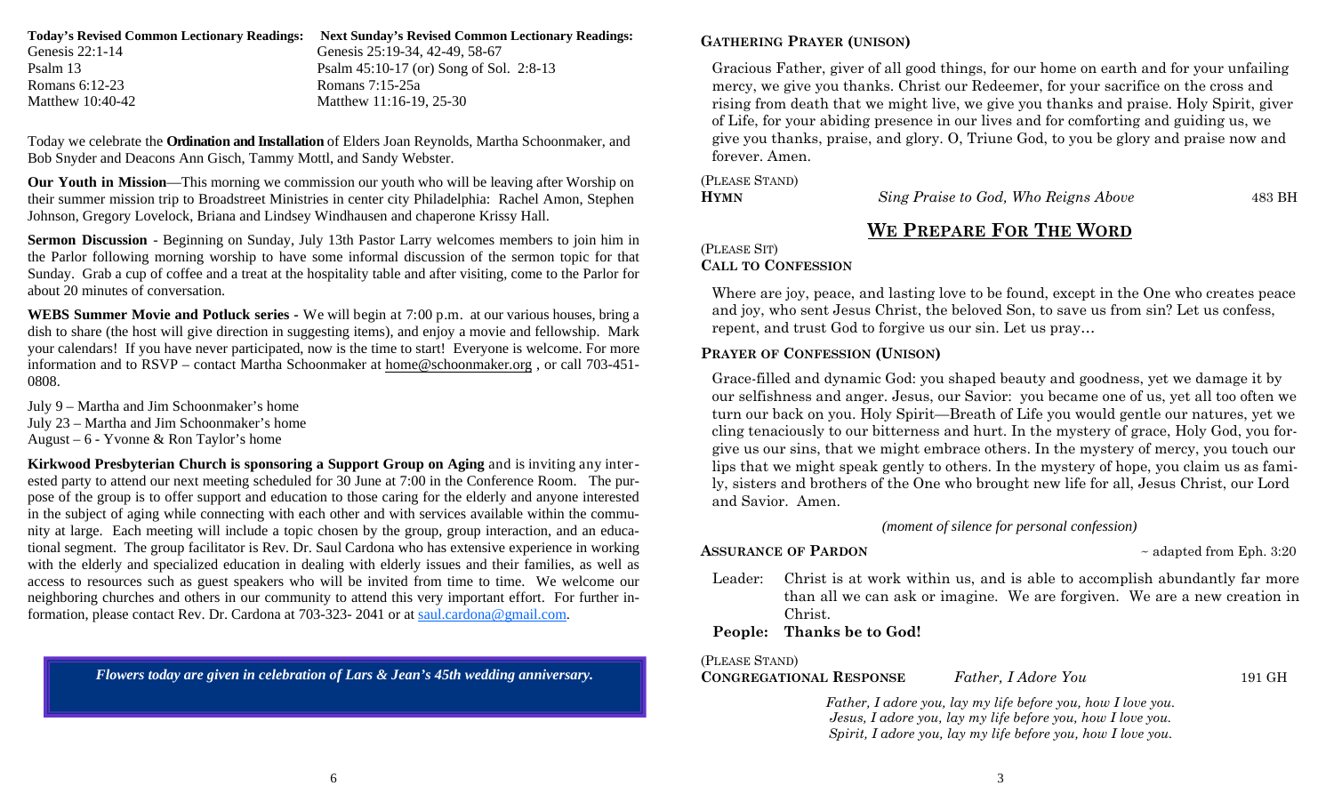| **Today's Revised Common Lectionary Readings:** | **Next Sunday's Revised Common Lectionary Readings:** |
| --- | --- |
| Genesis 22:1-14 | Genesis 25:19-34, 42-49, 58-67 |
| Psalm 13 | Psalm 45:10-17 (or) Song of Sol. 2:8-13 |
| Romans 6:12-23 | Romans 7:15-25a |
| Matthew 10:40-42 | Matthew 11:16-19, 25-30 |

Today we celebrate the **Ordination and Installation** of Elders Joan Reynolds, Martha Schoonmaker, and Bob Snyder and Deacons Ann Gisch, Tammy Mottl, and Sandy Webster.

**Our Youth in Mission**—This morning we commission our youth who will be leaving after Worship on their summer mission trip to Broadstreet Ministries in center city Philadelphia: Rachel Amon, Stephen Johnson, Gregory Lovelock, Briana and Lindsey Windhausen and chaperone Krissy Hall.

**Sermon Discussion** - Beginning on Sunday, July 13th Pastor Larry welcomes members to join him in the Parlor following morning worship to have some informal discussion of the sermon topic for that Sunday. Grab a cup of coffee and a treat at the hospitality table and after visiting, come to the Parlor for about 20 minutes of conversation.

**WEBS Summer Movie and Potluck series -** We will begin at 7:00 p.m. at our various houses, bring a dish to share (the host will give direction in suggesting items), and enjoy a movie and fellowship. Mark your calendars! If you have never participated, now is the time to start! Everyone is welcome. For more information and to RSVP – contact Martha Schoonmaker at home@schoonmaker.org , or call 703-451-0808.

July 9 – Martha and Jim Schoonmaker's home
July 23 – Martha and Jim Schoonmaker's home
August – 6 - Yvonne & Ron Taylor's home

**Kirkwood Presbyterian Church is sponsoring a Support Group on Aging** and is inviting any interested party to attend our next meeting scheduled for 30 June at 7:00 in the Conference Room. The purpose of the group is to offer support and education to those caring for the elderly and anyone interested in the subject of aging while connecting with each other and with services available within the community at large. Each meeting will include a topic chosen by the group, group interaction, and an educational segment. The group facilitator is Rev. Dr. Saul Cardona who has extensive experience in working with the elderly and specialized education in dealing with elderly issues and their families, as well as access to resources such as guest speakers who will be invited from time to time. We welcome our neighboring churches and others in our community to attend this very important effort. For further information, please contact Rev. Dr. Cardona at 703-323- 2041 or at saul.cardona@gmail.com.

***Flowers today are given in celebration of Lars & Jean's 45th wedding anniversary.***

**GATHERING PRAYER (UNISON)**

Gracious Father, giver of all good things, for our home on earth and for your unfailing mercy, we give you thanks. Christ our Redeemer, for your sacrifice on the cross and rising from death that we might live, we give you thanks and praise. Holy Spirit, giver of Life, for your abiding presence in our lives and for comforting and guiding us, we give you thanks, praise, and glory. O, Triune God, to you be glory and praise now and forever. Amen.

(PLEASE STAND)
**HYMN** *Sing Praise to God, Who Reigns Above* 483 BH

## WE PREPARE FOR THE WORD

(PLEASE SIT)
**CALL TO CONFESSION**

Where are joy, peace, and lasting love to be found, except in the One who creates peace and joy, who sent Jesus Christ, the beloved Son, to save us from sin? Let us confess, repent, and trust God to forgive us our sin. Let us pray…

**PRAYER OF CONFESSION (UNISON)**

Grace-filled and dynamic God: you shaped beauty and goodness, yet we damage it by our selfishness and anger. Jesus, our Savior: you became one of us, yet all too often we turn our back on you. Holy Spirit—Breath of Life you would gentle our natures, yet we cling tenaciously to our bitterness and hurt. In the mystery of grace, Holy God, you forgive us our sins, that we might embrace others. In the mystery of mercy, you touch our lips that we might speak gently to others. In the mystery of hope, you claim us as family, sisters and brothers of the One who brought new life for all, Jesus Christ, our Lord and Savior. Amen.

*(moment of silence for personal confession)*

**ASSURANCE OF PARDON** ~ adapted from Eph. 3:20

Leader: Christ is at work within us, and is able to accomplish abundantly far more than all we can ask or imagine. We are forgiven. We are a new creation in Christ.

**People: Thanks be to God!**

(PLEASE STAND)
**CONGREGATIONAL RESPONSE** *Father, I Adore You* 191 GH

*Father, I adore you, lay my life before you, how I love you.*
*Jesus, I adore you, lay my life before you, how I love you.*
*Spirit, I adore you, lay my life before you, how I love you.*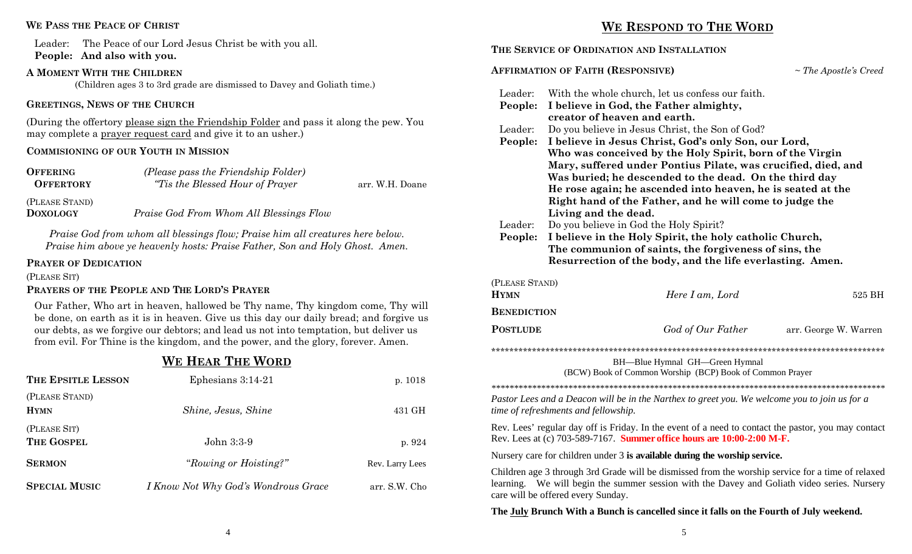**WE PASS THE PEACE OF CHRIST**

Leader: The Peace of our Lord Jesus Christ be with you all.
**People: And also with you.**

**A MOMENT WITH THE CHILDREN**

(Children ages 3 to 3rd grade are dismissed to Davey and Goliath time.)

**GREETINGS, NEWS OF THE CHURCH**

(During the offertory please sign the Friendship Folder and pass it along the pew. You may complete a prayer request card and give it to an usher.)

**COMMISIONING OF OUR YOUTH IN MISSION**

**OFFERING** *(Please pass the Friendship Folder)*
**OFFERTORY** *"Tis the Blessed Hour of Prayer* arr. W.H. Doane

(PLEASE STAND)
**DOXOLOGY** *Praise God From Whom All Blessings Flow*

*Praise God from whom all blessings flow; Praise him all creatures here below.*
*Praise him above ye heavenly hosts: Praise Father, Son and Holy Ghost. Amen.*

**PRAYER OF DEDICATION**

(PLEASE SIT)

**PRAYERS OF THE PEOPLE AND THE LORD'S PRAYER**

Our Father, Who art in heaven, hallowed be Thy name, Thy kingdom come, Thy will be done, on earth as it is in heaven. Give us this day our daily bread; and forgive us our debts, as we forgive our debtors; and lead us not into temptation, but deliver us from evil. For Thine is the kingdom, and the power, and the glory, forever. Amen.

## WE HEAR THE WORD

**THE EPSITLE LESSON** Ephesians 3:14-21 p. 1018

(PLEASE STAND)
**HYMN** *Shine, Jesus, Shine* 431 GH

(PLEASE SIT)
**THE GOSPEL** John 3:3-9 p. 924

**SERMON** *"Rowing or Hoisting?"* Rev. Larry Lees

**SPECIAL MUSIC** *I Know Not Why God's Wondrous Grace* arr. S.W. Cho

## WE RESPOND TO THE WORD

**THE SERVICE OF ORDINATION AND INSTALLATION**

**AFFIRMATION OF FAITH (RESPONSIVE)** *~ The Apostle's Creed*

Leader: With the whole church, let us confess our faith.
**People: I believe in God, the Father almighty, creator of heaven and earth.**
Leader: Do you believe in Jesus Christ, the Son of God?
**People: I believe in Jesus Christ, God's only Son, our Lord, Who was conceived by the Holy Spirit, born of the Virgin Mary, suffered under Pontius Pilate, was crucified, died, and Was buried; he descended to the dead. On the third day He rose again; he ascended into heaven, he is seated at the Right hand of the Father, and he will come to judge the Living and the dead.**
Leader: Do you believe in God the Holy Spirit?
**People: I believe in the Holy Spirit, the holy catholic Church, The communion of saints, the forgiveness of sins, the Resurrection of the body, and the life everlasting. Amen.**

(PLEASE STAND)
**HYMN** *Here I am, Lord* 525 BH

**BENEDICTION**

**POSTLUDE** *God of Our Father* arr. George W. Warren

\*\*\*\*\*\*\*\*\*\*\*\*\*\*\*\*\*\*\*\*\*\*\*\*\*\*\*\*\*\*\*\*\*\*\*\*\*\*\*\*\*\*\*\*\*\*\*\*\*\*\*\*\*\*\*\*

BH—Blue Hymnal GH—Green Hymnal
(BCW) Book of Common Worship (BCP) Book of Common Prayer

\*\*\*\*\*\*\*\*\*\*\*\*\*\*\*\*\*\*\*\*\*\*\*\*\*\*\*\*\*\*\*\*\*\*\*\*\*\*\*\*\*\*\*\*\*\*\*\*\*\*\*\*\*\*\*\*

*Pastor Lees and a Deacon will be in the Narthex to greet you. We welcome you to join us for a time of refreshments and fellowship.*

Rev. Lees' regular day off is Friday. In the event of a need to contact the pastor, you may contact Rev. Lees at (c) 703-589-7167. **Summer office hours are 10:00-2:00 M-F.**

Nursery care for children under 3 **is available during the worship service.**

Children age 3 through 3rd Grade will be dismissed from the worship service for a time of relaxed learning. We will begin the summer session with the Davey and Goliath video series. Nursery care will be offered every Sunday.

**The July Brunch With a Bunch is cancelled since it falls on the Fourth of July weekend.**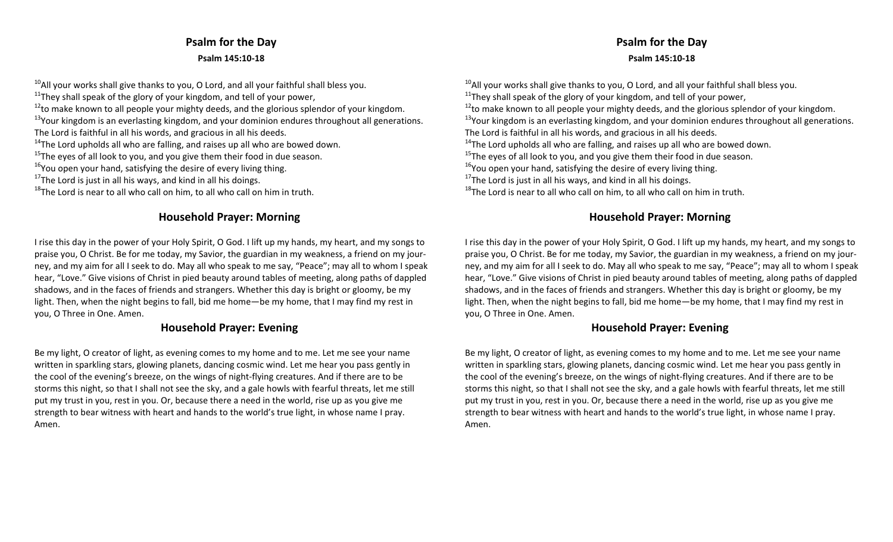## Psalm for the Day

**Psalm 145:10-18**

[10]All your works shall give thanks to you, O Lord, and all your faithful shall bless you.
[11]They shall speak of the glory of your kingdom, and tell of your power,
[12]to make known to all people your mighty deeds, and the glorious splendor of your kingdom.
[13]Your kingdom is an everlasting kingdom, and your dominion endures throughout all generations.
The Lord is faithful in all his words, and gracious in all his deeds.
[14]The Lord upholds all who are falling, and raises up all who are bowed down.
[15]The eyes of all look to you, and you give them their food in due season.
[16]You open your hand, satisfying the desire of every living thing.
[17]The Lord is just in all his ways, and kind in all his doings.
[18]The Lord is near to all who call on him, to all who call on him in truth.

## Household Prayer: Morning

I rise this day in the power of your Holy Spirit, O God. I lift up my hands, my heart, and my songs to praise you, O Christ. Be for me today, my Savior, the guardian in my weakness, a friend on my journey, and my aim for all I seek to do. May all who speak to me say, "Peace"; may all to whom I speak hear, "Love." Give visions of Christ in pied beauty around tables of meeting, along paths of dappled shadows, and in the faces of friends and strangers. Whether this day is bright or gloomy, be my light. Then, when the night begins to fall, bid me home—be my home, that I may find my rest in you, O Three in One. Amen.

## Household Prayer: Evening

Be my light, O creator of light, as evening comes to my home and to me. Let me see your name written in sparkling stars, glowing planets, dancing cosmic wind. Let me hear you pass gently in the cool of the evening's breeze, on the wings of night-flying creatures. And if there are to be storms this night, so that I shall not see the sky, and a gale howls with fearful threats, let me still put my trust in you, rest in you. Or, because there a need in the world, rise up as you give me strength to bear witness with heart and hands to the world's true light, in whose name I pray. Amen.

## Psalm for the Day

**Psalm 145:10-18**

[10]All your works shall give thanks to you, O Lord, and all your faithful shall bless you.
[11]They shall speak of the glory of your kingdom, and tell of your power,
[12]to make known to all people your mighty deeds, and the glorious splendor of your kingdom.
[13]Your kingdom is an everlasting kingdom, and your dominion endures throughout all generations.
The Lord is faithful in all his words, and gracious in all his deeds.
[14]The Lord upholds all who are falling, and raises up all who are bowed down.
[15]The eyes of all look to you, and you give them their food in due season.
[16]You open your hand, satisfying the desire of every living thing.
[17]The Lord is just in all his ways, and kind in all his doings.
[18]The Lord is near to all who call on him, to all who call on him in truth.

## Household Prayer: Morning

I rise this day in the power of your Holy Spirit, O God. I lift up my hands, my heart, and my songs to praise you, O Christ. Be for me today, my Savior, the guardian in my weakness, a friend on my journey, and my aim for all I seek to do. May all who speak to me say, "Peace"; may all to whom I speak hear, "Love." Give visions of Christ in pied beauty around tables of meeting, along paths of dappled shadows, and in the faces of friends and strangers. Whether this day is bright or gloomy, be my light. Then, when the night begins to fall, bid me home—be my home, that I may find my rest in you, O Three in One. Amen.

## Household Prayer: Evening

Be my light, O creator of light, as evening comes to my home and to me. Let me see your name written in sparkling stars, glowing planets, dancing cosmic wind. Let me hear you pass gently in the cool of the evening's breeze, on the wings of night-flying creatures. And if there are to be storms this night, so that I shall not see the sky, and a gale howls with fearful threats, let me still put my trust in you, rest in you. Or, because there a need in the world, rise up as you give me strength to bear witness with heart and hands to the world's true light, in whose name I pray. Amen.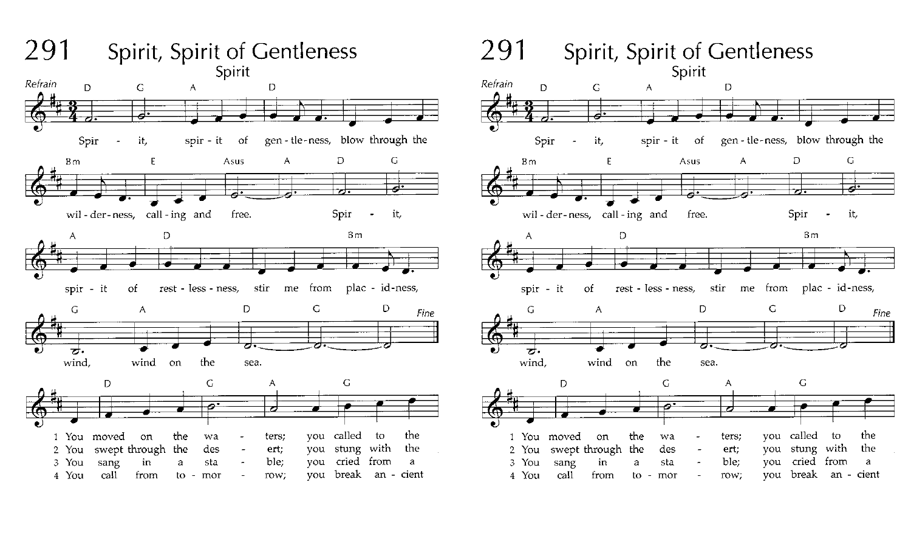# 291 Spirit, Spirit of Gentleness

Spirit

*Refrain*

D G A D

Spir - it, spir - it of gen - tle - ness, blow through the

Bm E Asus A D G

wil - der - ness, call - ing and free. Spir - it,

A D Bm

spir - it of rest - less - ness, stir me from plac - id - ness,

G A D G D *Fine*

wind, wind on the sea.

D G A G

1 You moved on the wa - ters; you called to the
2 You swept through the des - ert; you stung with the
3 You sang in a sta - ble; you cried from a
4 You call from to - mor - row; you break an - cient

# 291 Spirit, Spirit of Gentleness

Spirit

*Refrain*

D G A D

Spir - it, spir - it of gen - tle - ness, blow through the

Bm E Asus A D G

wil - der - ness, call - ing and free. Spir - it,

A D Bm

spir - it of rest - less - ness, stir me from plac - id - ness,

G A D G D *Fine*

wind, wind on the sea.

D G A G

1 You moved on the wa - ters; you called to the
2 You swept through the des - ert; you stung with the
3 You sang in a sta - ble; you cried from a
4 You call from to - mor - row; you break an - cient